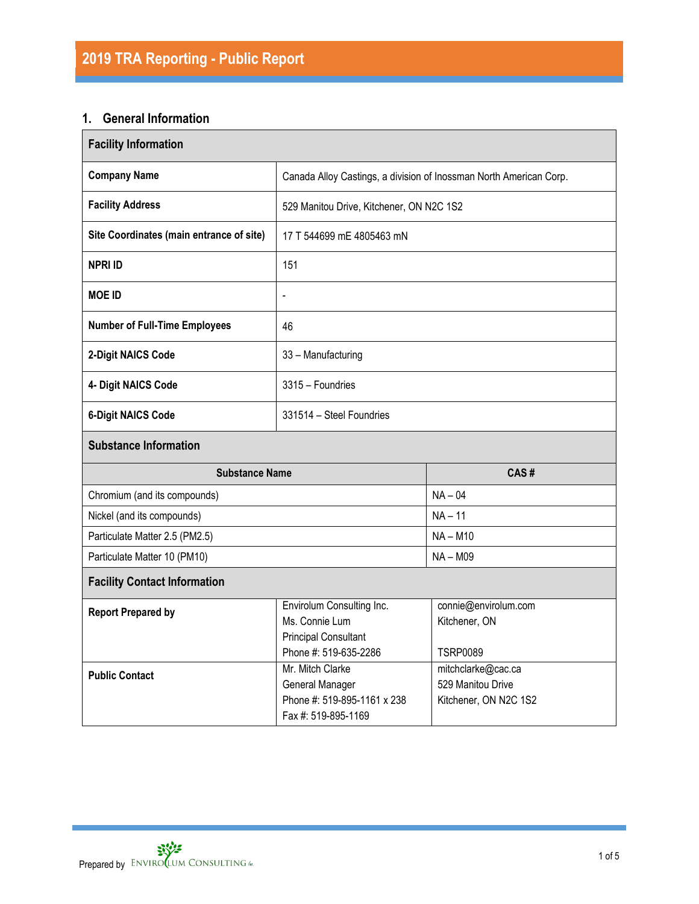# 2019 TRA Reporting - Public Report

## 1. General Information

| Facility Information | |
|---|---|
| **Company Name** | Canada Alloy Castings, a division of Inossman North American Corp. |
| **Facility Address** | 529 Manitou Drive, Kitchener, ON N2C 1S2 |
| **Site Coordinates (main entrance of site)** | 17 T 544699 mE 4805463 mN |
| **NPRI ID** | 151 |
| **MOE ID** | - |
| **Number of Full-Time Employees** | 46 |
| **2-Digit NAICS Code** | 33 – Manufacturing |
| **4- Digit NAICS Code** | 3315 – Foundries |
| **6-Digit NAICS Code** | 331514 – Steel Foundries |

**Substance Information**

| Substance Name | CAS # |
|---|---|
| Chromium (and its compounds) | NA – 04 |
| Nickel (and its compounds) | NA – 11 |
| Particulate Matter 2.5 (PM2.5) | NA – M10 |
| Particulate Matter 10 (PM10) | NA – M09 |

**Facility Contact Information**

| | | |
|---|---|---|
| **Report Prepared by** | Envirolum Consulting Inc.<br>Ms. Connie Lum<br>Principal Consultant<br>Phone #: 519-635-2286 | connie@envirolum.com<br>Kitchener, ON<br><br>TSRP0089 |
| **Public Contact** | Mr. Mitch Clarke<br>General Manager<br>Phone #: 519-895-1161 x 238<br>Fax #: 519-895-1169 | mitchclarke@cac.ca<br>529 Manitou Drive<br>Kitchener, ON N2C 1S2 |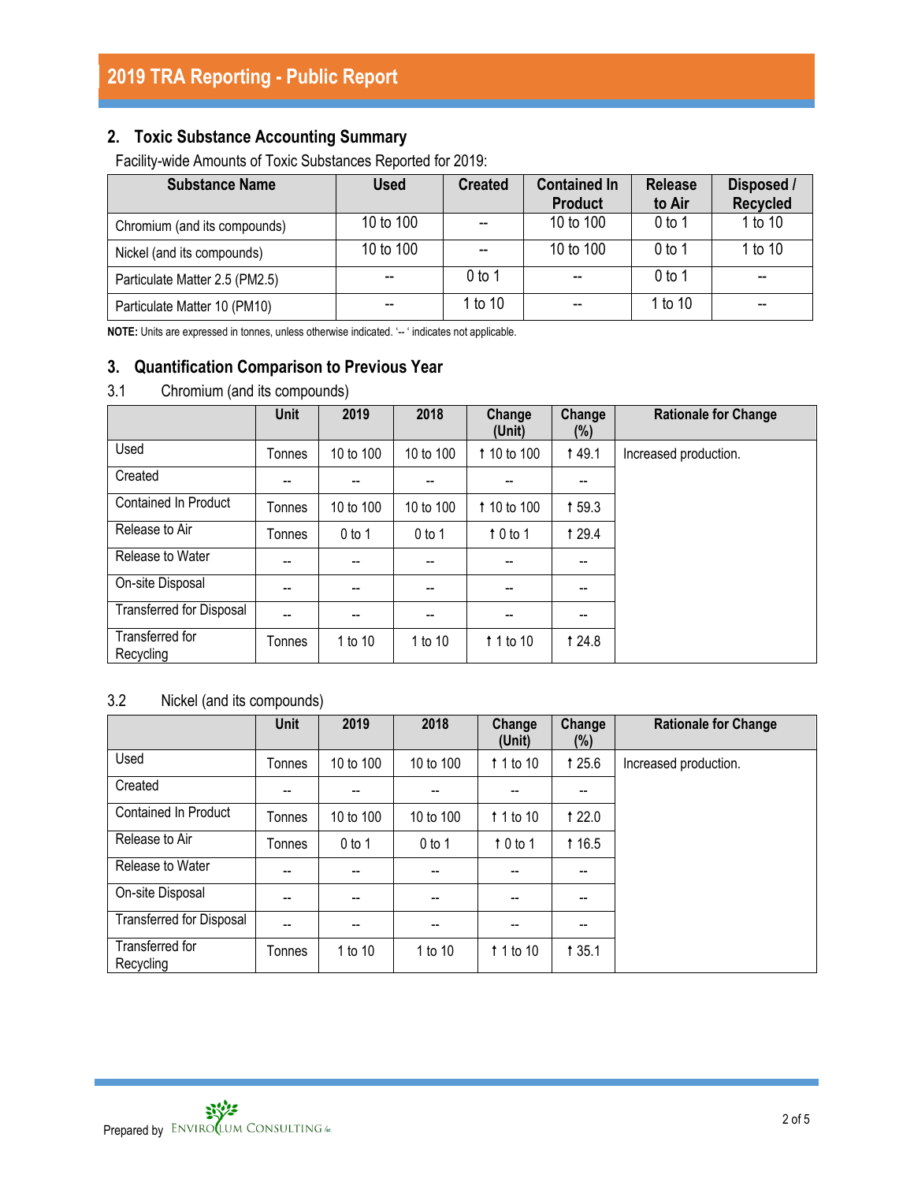## 2. Toxic Substance Accounting Summary

Facility-wide Amounts of Toxic Substances Reported for 2019:

| Substance Name | Used | Created | Contained In Product | Release to Air | Disposed / Recycled |
|---|---|---|---|---|---|
| Chromium (and its compounds) | 10 to 100 | -- | 10 to 100 | 0 to 1 | 1 to 10 |
| Nickel (and its compounds) | 10 to 100 | -- | 10 to 100 | 0 to 1 | 1 to 10 |
| Particulate Matter 2.5 (PM2.5) | -- | 0 to 1 | -- | 0 to 1 | -- |
| Particulate Matter 10 (PM10) | -- | 1 to 10 | -- | 1 to 10 | -- |

**NOTE:** Units are expressed in tonnes, unless otherwise indicated. '-- ' indicates not applicable.

## 3. Quantification Comparison to Previous Year

### 3.1 Chromium (and its compounds)

| | Unit | 2019 | 2018 | Change (Unit) | Change (%) | Rationale for Change |
|---|---|---|---|---|---|---|
| Used | Tonnes | 10 to 100 | 10 to 100 | ↑ 10 to 100 | ↑ 49.1 | Increased production. |
| Created | -- | -- | -- | -- | -- | |
| Contained In Product | Tonnes | 10 to 100 | 10 to 100 | ↑ 10 to 100 | ↑ 59.3 | |
| Release to Air | Tonnes | 0 to 1 | 0 to 1 | ↑ 0 to 1 | ↑ 29.4 | |
| Release to Water | -- | -- | -- | -- | -- | |
| On-site Disposal | -- | -- | -- | -- | -- | |
| Transferred for Disposal | -- | -- | -- | -- | -- | |
| Transferred for Recycling | Tonnes | 1 to 10 | 1 to 10 | ↑ 1 to 10 | ↑ 24.8 | |

### 3.2 Nickel (and its compounds)

| | Unit | 2019 | 2018 | Change (Unit) | Change (%) | Rationale for Change |
|---|---|---|---|---|---|---|
| Used | Tonnes | 10 to 100 | 10 to 100 | ↑ 1 to 10 | ↑ 25.6 | Increased production. |
| Created | -- | -- | -- | -- | -- | |
| Contained In Product | Tonnes | 10 to 100 | 10 to 100 | ↑ 1 to 10 | ↑ 22.0 | |
| Release to Air | Tonnes | 0 to 1 | 0 to 1 | ↑ 0 to 1 | ↑ 16.5 | |
| Release to Water | -- | -- | -- | -- | -- | |
| On-site Disposal | -- | -- | -- | -- | -- | |
| Transferred for Disposal | -- | -- | -- | -- | -- | |
| Transferred for Recycling | Tonnes | 1 to 10 | 1 to 10 | ↑ 1 to 10 | ↑ 35.1 | |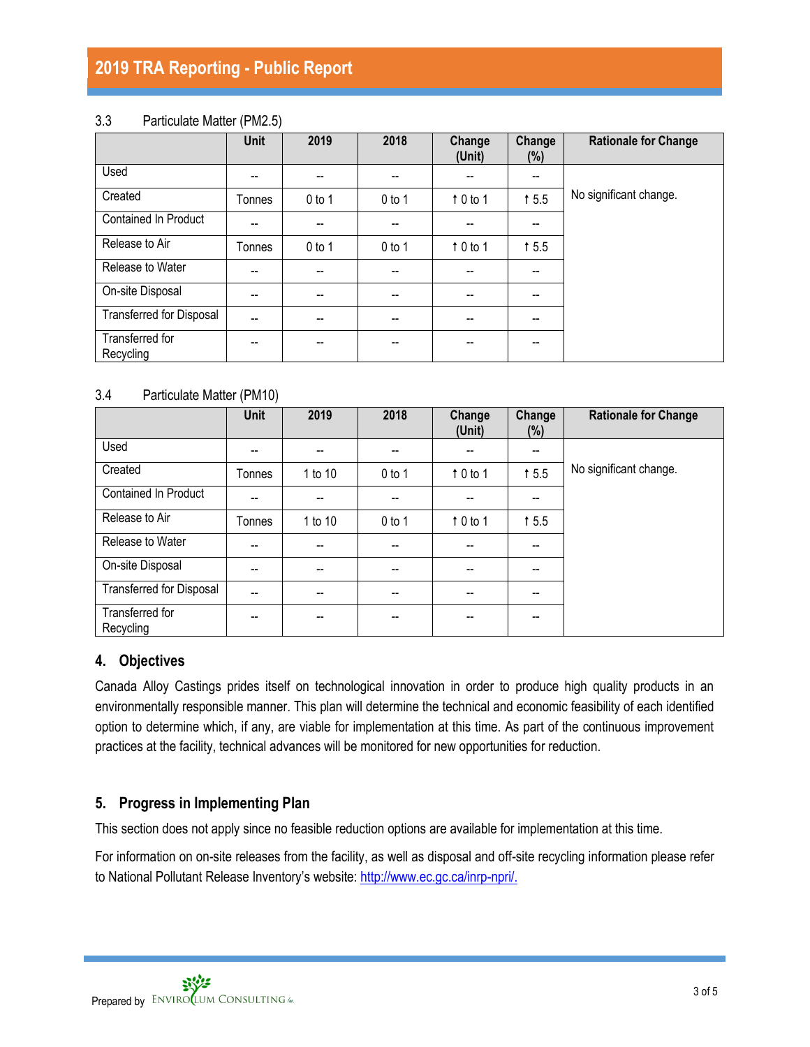### 3.3 Particulate Matter (PM2.5)

| | Unit | 2019 | 2018 | Change (Unit) | Change (%) | Rationale for Change |
|---|---|---|---|---|---|---|
| Used | -- | -- | -- | -- | -- | No significant change. |
| Created | Tonnes | 0 to 1 | 0 to 1 | ↑ 0 to 1 | ↑ 5.5 | |
| Contained In Product | -- | -- | -- | -- | -- | |
| Release to Air | Tonnes | 0 to 1 | 0 to 1 | ↑ 0 to 1 | ↑ 5.5 | |
| Release to Water | -- | -- | -- | -- | -- | |
| On-site Disposal | -- | -- | -- | -- | -- | |
| Transferred for Disposal | -- | -- | -- | -- | -- | |
| Transferred for Recycling | -- | -- | -- | -- | -- | |

### 3.4 Particulate Matter (PM10)

| | Unit | 2019 | 2018 | Change (Unit) | Change (%) | Rationale for Change |
|---|---|---|---|---|---|---|
| Used | -- | -- | -- | -- | -- | No significant change. |
| Created | Tonnes | 1 to 10 | 0 to 1 | ↑ 0 to 1 | ↑ 5.5 | |
| Contained In Product | -- | -- | -- | -- | -- | |
| Release to Air | Tonnes | 1 to 10 | 0 to 1 | ↑ 0 to 1 | ↑ 5.5 | |
| Release to Water | -- | -- | -- | -- | -- | |
| On-site Disposal | -- | -- | -- | -- | -- | |
| Transferred for Disposal | -- | -- | -- | -- | -- | |
| Transferred for Recycling | -- | -- | -- | -- | -- | |

## 4. Objectives

Canada Alloy Castings prides itself on technological innovation in order to produce high quality products in an environmentally responsible manner. This plan will determine the technical and economic feasibility of each identified option to determine which, if any, are viable for implementation at this time. As part of the continuous improvement practices at the facility, technical advances will be monitored for new opportunities for reduction.

## 5. Progress in Implementing Plan

This section does not apply since no feasible reduction options are available for implementation at this time.

For information on on-site releases from the facility, as well as disposal and off-site recycling information please refer to National Pollutant Release Inventory's website: http://www.ec.gc.ca/inrp-npri/.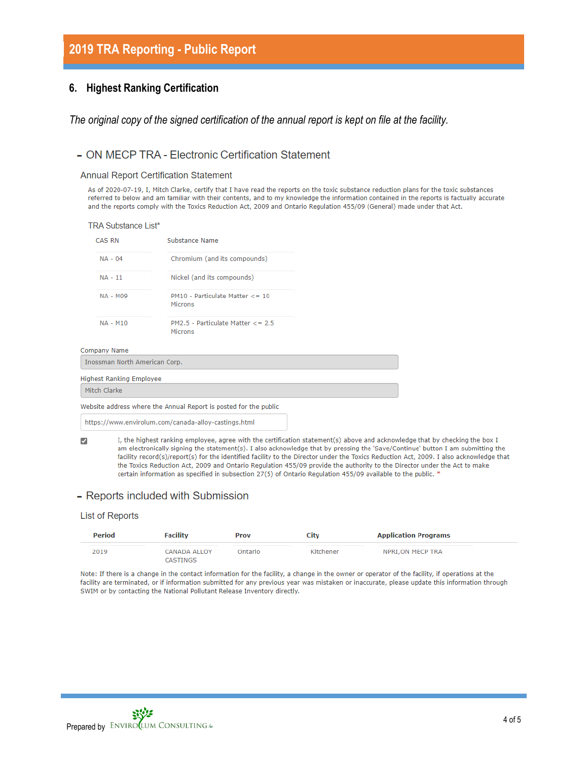## 6. Highest Ranking Certification

*The original copy of the signed certification of the annual report is kept on file at the facility.*

### - ON MECP TRA - Electronic Certification Statement

#### Annual Report Certification Statement

As of 2020-07-19, I, Mitch Clarke, certify that I have read the reports on the toxic substance reduction plans for the toxic substances referred to below and am familiar with their contents, and to my knowledge the information contained in the reports is factually accurate and the reports comply with the Toxics Reduction Act, 2009 and Ontario Regulation 455/09 (General) made under that Act.

TRA Substance List*

| CAS RN | Substance Name |
|---|---|
| NA - 04 | Chromium (and its compounds) |
| NA - 11 | Nickel (and its compounds) |
| NA - M09 | PM10 - Particulate Matter <= 10 Microns |
| NA - M10 | PM2.5 - Particulate Matter <= 2.5 Microns |

Company Name

Inossman North American Corp.

Highest Ranking Employee

Mitch Clarke

Website address where the Annual Report is posted for the public

https://www.envirolum.com/canada-alloy-castings.html

☑ I, the highest ranking employee, agree with the certification statement(s) above and acknowledge that by checking the box I am electronically signing the statement(s). I also acknowledge that by pressing the 'Save/Continue' button I am submitting the facility record(s)/report(s) for the identified facility to the Director under the Toxics Reduction Act, 2009. I also acknowledge that the Toxics Reduction Act, 2009 and Ontario Regulation 455/09 provide the authority to the Director under the Act to make certain information as specified in subsection 27(5) of Ontario Regulation 455/09 available to the public. *

### - Reports included with Submission

#### List of Reports

| Period | Facility | Prov | City | Application Programs |
|---|---|---|---|---|
| 2019 | CANADA ALLOY CASTINGS | Ontario | Kitchener | NPRI,ON MECP TRA |

Note: If there is a change in the contact information for the facility, a change in the owner or operator of the facility, if operations at the facility are terminated, or if information submitted for any previous year was mistaken or inaccurate, please update this information through SWIM or by contacting the National Pollutant Release Inventory directly.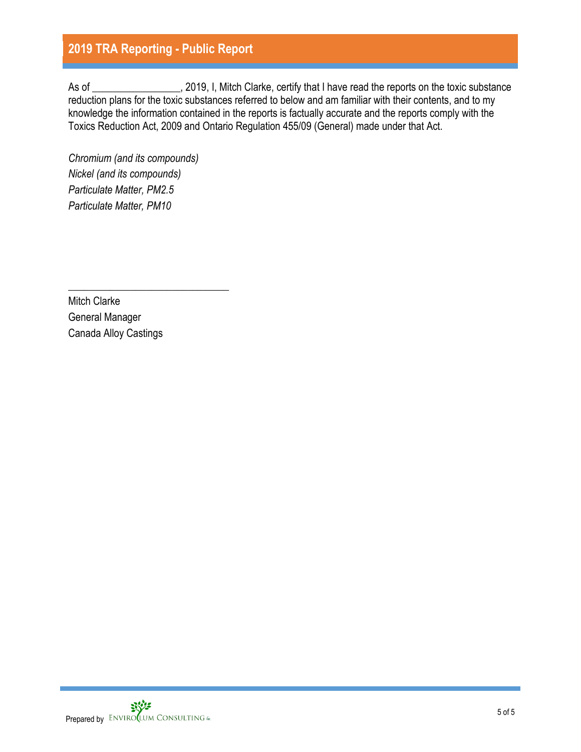## 2019 TRA Reporting - Public Report

As of ________________, 2019, I, Mitch Clarke, certify that I have read the reports on the toxic substance reduction plans for the toxic substances referred to below and am familiar with their contents, and to my knowledge the information contained in the reports is factually accurate and the reports comply with the Toxics Reduction Act, 2009 and Ontario Regulation 455/09 (General) made under that Act.

*Chromium (and its compounds)*
*Nickel (and its compounds)*
*Particulate Matter, PM2.5*
*Particulate Matter, PM10*

______________________________

Mitch Clarke
General Manager
Canada Alloy Castings